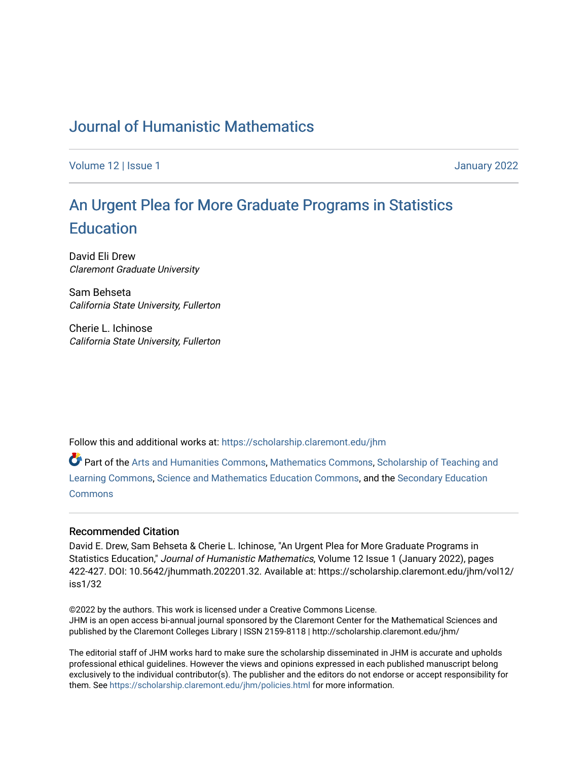# Journal of Humanistic Mathematics

Volume 12 | Issue 1 January 2022

## An Urgent Plea for More Graduate Programs in Statistics Education

David Eli Drew
*Claremont Graduate University*

Sam Behseta
*California State University, Fullerton*

Cherie L. Ichinose
*California State University, Fullerton*

Follow this and additional works at: https://scholarship.claremont.edu/jhm

Part of the Arts and Humanities Commons, Mathematics Commons, Scholarship of Teaching and Learning Commons, Science and Mathematics Education Commons, and the Secondary Education Commons

### Recommended Citation

David E. Drew, Sam Behseta & Cherie L. Ichinose, "An Urgent Plea for More Graduate Programs in Statistics Education," *Journal of Humanistic Mathematics*, Volume 12 Issue 1 (January 2022), pages 422-427. DOI: 10.5642/jhummath.202201.32. Available at: https://scholarship.claremont.edu/jhm/vol12/iss1/32

©2022 by the authors. This work is licensed under a Creative Commons License.
JHM is an open access bi-annual journal sponsored by the Claremont Center for the Mathematical Sciences and published by the Claremont Colleges Library | ISSN 2159-8118 | http://scholarship.claremont.edu/jhm/

The editorial staff of JHM works hard to make sure the scholarship disseminated in JHM is accurate and upholds professional ethical guidelines. However the views and opinions expressed in each published manuscript belong exclusively to the individual contributor(s). The publisher and the editors do not endorse or accept responsibility for them. See https://scholarship.claremont.edu/jhm/policies.html for more information.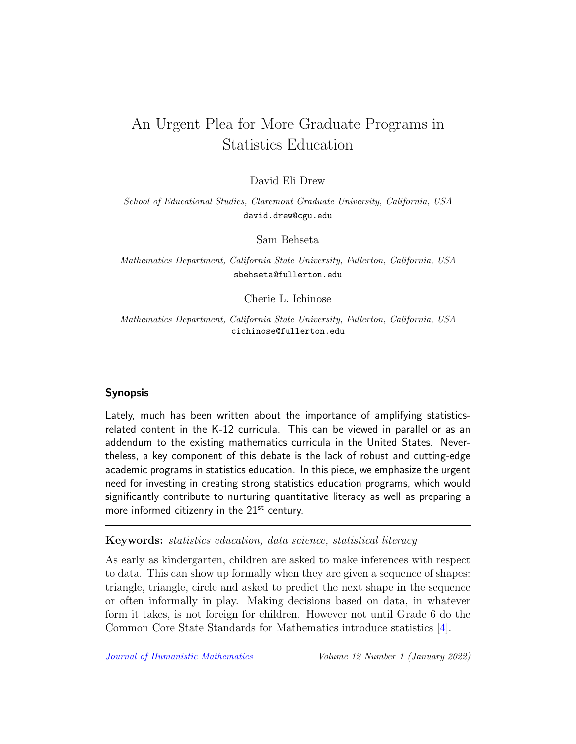# An Urgent Plea for More Graduate Programs in Statistics Education

David Eli Drew

*School of Educational Studies, Claremont Graduate University, California, USA*
david.drew@cgu.edu

Sam Behseta

*Mathematics Department, California State University, Fullerton, California, USA*
sbehseta@fullerton.edu

Cherie L. Ichinose

*Mathematics Department, California State University, Fullerton, California, USA*
cichinose@fullerton.edu

---

## Synopsis

Lately, much has been written about the importance of amplifying statistics-related content in the K-12 curricula. This can be viewed in parallel or as an addendum to the existing mathematics curricula in the United States. Nevertheless, a key component of this debate is the lack of robust and cutting-edge academic programs in statistics education. In this piece, we emphasize the urgent need for investing in creating strong statistics education programs, which would significantly contribute to nurturing quantitative literacy as well as preparing a more informed citizenry in the 21st century.

---

**Keywords:** *statistics education, data science, statistical literacy*

As early as kindergarten, children are asked to make inferences with respect to data. This can show up formally when they are given a sequence of shapes: triangle, triangle, circle and asked to predict the next shape in the sequence or often informally in play. Making decisions based on data, in whatever form it takes, is not foreign for children. However not until Grade 6 do the Common Core State Standards for Mathematics introduce statistics [4].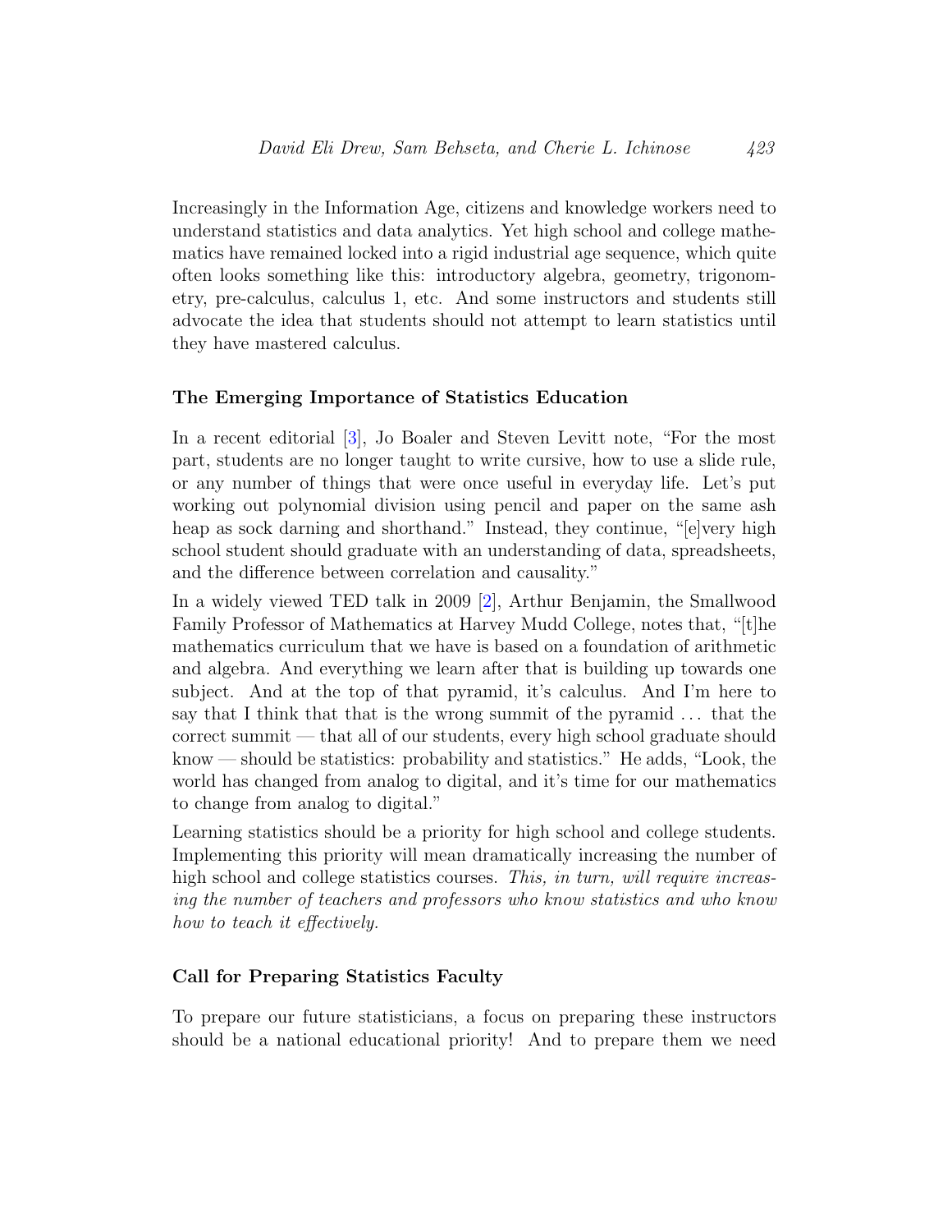Increasingly in the Information Age, citizens and knowledge workers need to understand statistics and data analytics. Yet high school and college mathematics have remained locked into a rigid industrial age sequence, which quite often looks something like this: introductory algebra, geometry, trigonometry, pre-calculus, calculus 1, etc. And some instructors and students still advocate the idea that students should not attempt to learn statistics until they have mastered calculus.

### The Emerging Importance of Statistics Education

In a recent editorial [3], Jo Boaler and Steven Levitt note, "For the most part, students are no longer taught to write cursive, how to use a slide rule, or any number of things that were once useful in everyday life. Let's put working out polynomial division using pencil and paper on the same ash heap as sock darning and shorthand." Instead, they continue, "[e]very high school student should graduate with an understanding of data, spreadsheets, and the difference between correlation and causality."

In a widely viewed TED talk in 2009 [2], Arthur Benjamin, the Smallwood Family Professor of Mathematics at Harvey Mudd College, notes that, "[t]he mathematics curriculum that we have is based on a foundation of arithmetic and algebra. And everything we learn after that is building up towards one subject. And at the top of that pyramid, it's calculus. And I'm here to say that I think that that is the wrong summit of the pyramid ... that the correct summit — that all of our students, every high school graduate should know — should be statistics: probability and statistics." He adds, "Look, the world has changed from analog to digital, and it's time for our mathematics to change from analog to digital."

Learning statistics should be a priority for high school and college students. Implementing this priority will mean dramatically increasing the number of high school and college statistics courses. *This, in turn, will require increasing the number of teachers and professors who know statistics and who know how to teach it effectively.*

### Call for Preparing Statistics Faculty

To prepare our future statisticians, a focus on preparing these instructors should be a national educational priority! And to prepare them we need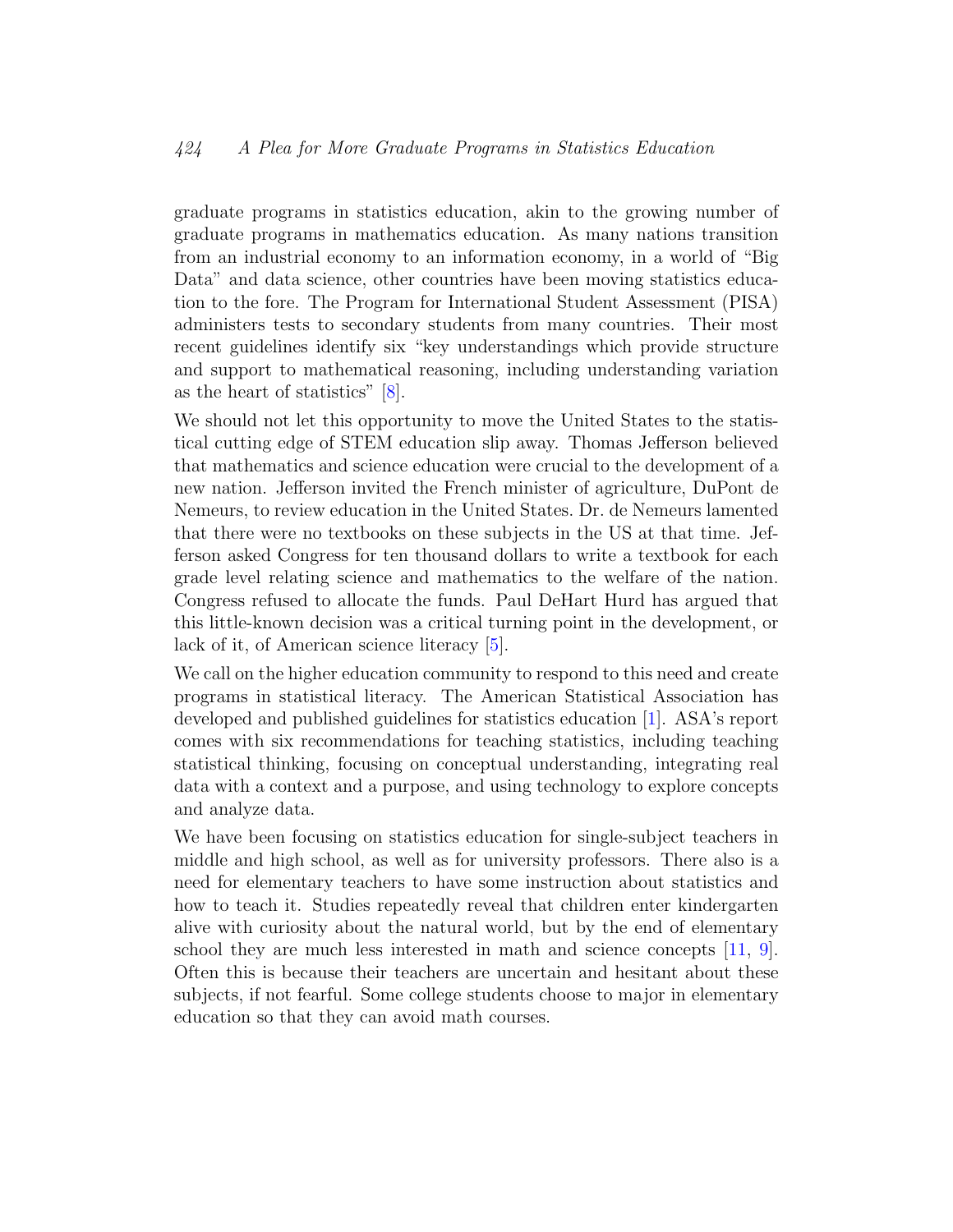graduate programs in statistics education, akin to the growing number of graduate programs in mathematics education. As many nations transition from an industrial economy to an information economy, in a world of "Big Data" and data science, other countries have been moving statistics education to the fore. The Program for International Student Assessment (PISA) administers tests to secondary students from many countries. Their most recent guidelines identify six "key understandings which provide structure and support to mathematical reasoning, including understanding variation as the heart of statistics" [8].

We should not let this opportunity to move the United States to the statistical cutting edge of STEM education slip away. Thomas Jefferson believed that mathematics and science education were crucial to the development of a new nation. Jefferson invited the French minister of agriculture, DuPont de Nemeurs, to review education in the United States. Dr. de Nemeurs lamented that there were no textbooks on these subjects in the US at that time. Jefferson asked Congress for ten thousand dollars to write a textbook for each grade level relating science and mathematics to the welfare of the nation. Congress refused to allocate the funds. Paul DeHart Hurd has argued that this little-known decision was a critical turning point in the development, or lack of it, of American science literacy [5].

We call on the higher education community to respond to this need and create programs in statistical literacy. The American Statistical Association has developed and published guidelines for statistics education [1]. ASA's report comes with six recommendations for teaching statistics, including teaching statistical thinking, focusing on conceptual understanding, integrating real data with a context and a purpose, and using technology to explore concepts and analyze data.

We have been focusing on statistics education for single-subject teachers in middle and high school, as well as for university professors. There also is a need for elementary teachers to have some instruction about statistics and how to teach it. Studies repeatedly reveal that children enter kindergarten alive with curiosity about the natural world, but by the end of elementary school they are much less interested in math and science concepts [11, 9]. Often this is because their teachers are uncertain and hesitant about these subjects, if not fearful. Some college students choose to major in elementary education so that they can avoid math courses.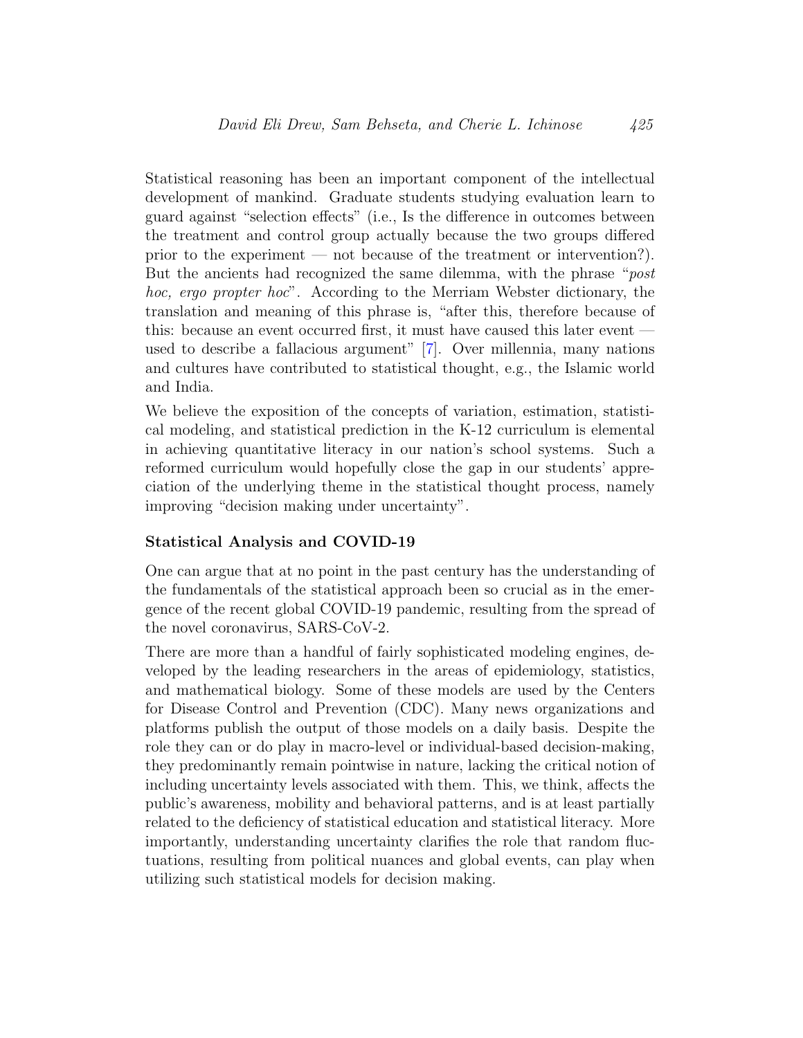Statistical reasoning has been an important component of the intellectual development of mankind. Graduate students studying evaluation learn to guard against "selection effects" (i.e., Is the difference in outcomes between the treatment and control group actually because the two groups differed prior to the experiment — not because of the treatment or intervention?). But the ancients had recognized the same dilemma, with the phrase "*post hoc, ergo propter hoc*". According to the Merriam Webster dictionary, the translation and meaning of this phrase is, "after this, therefore because of this: because an event occurred first, it must have caused this later event — used to describe a fallacious argument" [7]. Over millennia, many nations and cultures have contributed to statistical thought, e.g., the Islamic world and India.

We believe the exposition of the concepts of variation, estimation, statistical modeling, and statistical prediction in the K-12 curriculum is elemental in achieving quantitative literacy in our nation's school systems. Such a reformed curriculum would hopefully close the gap in our students' appreciation of the underlying theme in the statistical thought process, namely improving "decision making under uncertainty".

### Statistical Analysis and COVID-19

One can argue that at no point in the past century has the understanding of the fundamentals of the statistical approach been so crucial as in the emergence of the recent global COVID-19 pandemic, resulting from the spread of the novel coronavirus, SARS-CoV-2.

There are more than a handful of fairly sophisticated modeling engines, developed by the leading researchers in the areas of epidemiology, statistics, and mathematical biology. Some of these models are used by the Centers for Disease Control and Prevention (CDC). Many news organizations and platforms publish the output of those models on a daily basis. Despite the role they can or do play in macro-level or individual-based decision-making, they predominantly remain pointwise in nature, lacking the critical notion of including uncertainty levels associated with them. This, we think, affects the public's awareness, mobility and behavioral patterns, and is at least partially related to the deficiency of statistical education and statistical literacy. More importantly, understanding uncertainty clarifies the role that random fluctuations, resulting from political nuances and global events, can play when utilizing such statistical models for decision making.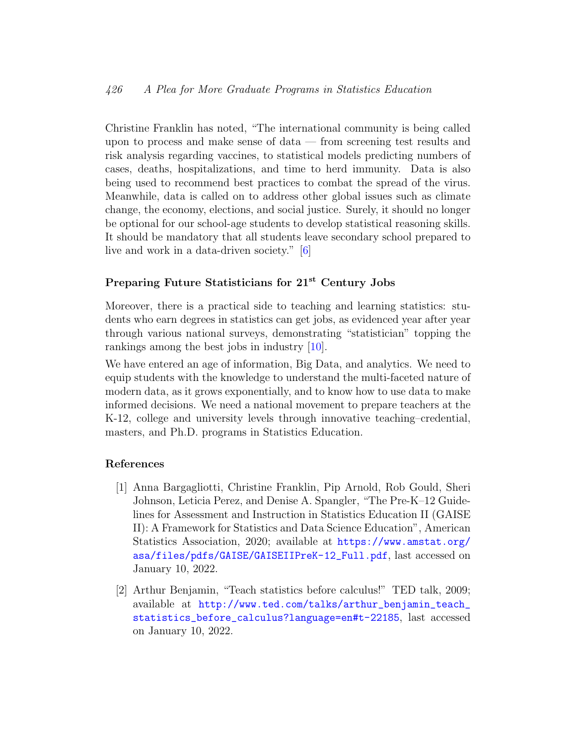Christine Franklin has noted, "The international community is being called upon to process and make sense of data — from screening test results and risk analysis regarding vaccines, to statistical models predicting numbers of cases, deaths, hospitalizations, and time to herd immunity. Data is also being used to recommend best practices to combat the spread of the virus. Meanwhile, data is called on to address other global issues such as climate change, the economy, elections, and social justice. Surely, it should no longer be optional for our school-age students to develop statistical reasoning skills. It should be mandatory that all students leave secondary school prepared to live and work in a data-driven society." [6]

### Preparing Future Statisticians for 21st Century Jobs

Moreover, there is a practical side to teaching and learning statistics: students who earn degrees in statistics can get jobs, as evidenced year after year through various national surveys, demonstrating "statistician" topping the rankings among the best jobs in industry [10].

We have entered an age of information, Big Data, and analytics. We need to equip students with the knowledge to understand the multi-faceted nature of modern data, as it grows exponentially, and to know how to use data to make informed decisions. We need a national movement to prepare teachers at the K-12, college and university levels through innovative teaching–credential, masters, and Ph.D. programs in Statistics Education.

### References

[1] Anna Bargagliotti, Christine Franklin, Pip Arnold, Rob Gould, Sheri Johnson, Leticia Perez, and Denise A. Spangler, "The Pre-K–12 Guidelines for Assessment and Instruction in Statistics Education II (GAISE II): A Framework for Statistics and Data Science Education", American Statistics Association, 2020; available at https://www.amstat.org/asa/files/pdfs/GAISE/GAISEIIPreK-12_Full.pdf, last accessed on January 10, 2022.

[2] Arthur Benjamin, "Teach statistics before calculus!" TED talk, 2009; available at http://www.ted.com/talks/arthur_benjamin_teach_statistics_before_calculus?language=en#t-22185, last accessed on January 10, 2022.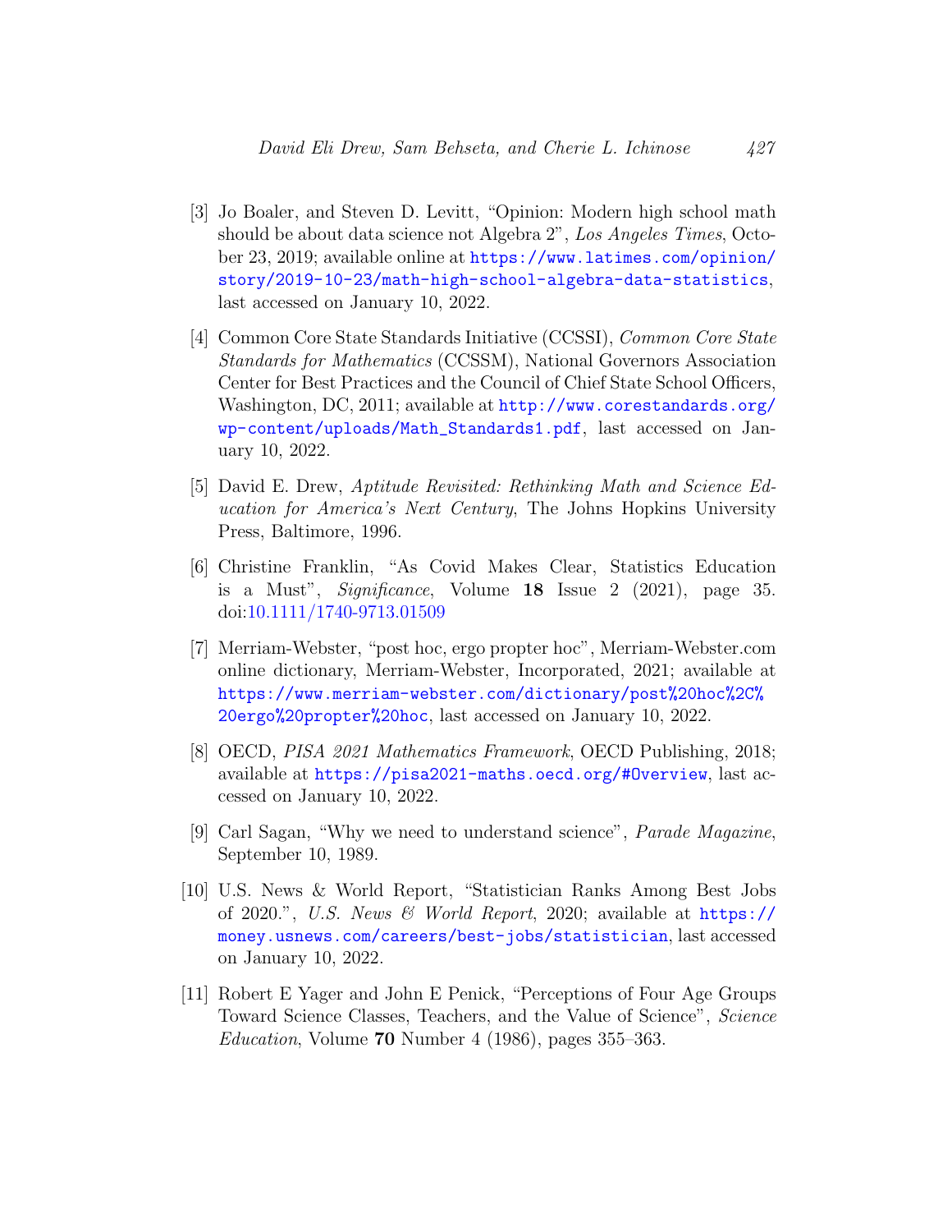[3] Jo Boaler, and Steven D. Levitt, "Opinion: Modern high school math should be about data science not Algebra 2", *Los Angeles Times*, October 23, 2019; available online at https://www.latimes.com/opinion/story/2019-10-23/math-high-school-algebra-data-statistics, last accessed on January 10, 2022.

[4] Common Core State Standards Initiative (CCSSI), *Common Core State Standards for Mathematics* (CCSSM), National Governors Association Center for Best Practices and the Council of Chief State School Officers, Washington, DC, 2011; available at http://www.corestandards.org/wp-content/uploads/Math_Standards1.pdf, last accessed on January 10, 2022.

[5] David E. Drew, *Aptitude Revisited: Rethinking Math and Science Education for America's Next Century*, The Johns Hopkins University Press, Baltimore, 1996.

[6] Christine Franklin, "As Covid Makes Clear, Statistics Education is a Must", *Significance*, Volume **18** Issue 2 (2021), page 35. doi:10.1111/1740-9713.01509

[7] Merriam-Webster, "post hoc, ergo propter hoc", Merriam-Webster.com online dictionary, Merriam-Webster, Incorporated, 2021; available at https://www.merriam-webster.com/dictionary/post%20hoc%2C%20ergo%20propter%20hoc, last accessed on January 10, 2022.

[8] OECD, *PISA 2021 Mathematics Framework*, OECD Publishing, 2018; available at https://pisa2021-maths.oecd.org/#Overview, last accessed on January 10, 2022.

[9] Carl Sagan, "Why we need to understand science", *Parade Magazine*, September 10, 1989.

[10] U.S. News & World Report, "Statistician Ranks Among Best Jobs of 2020.", *U.S. News & World Report*, 2020; available at https://money.usnews.com/careers/best-jobs/statistician, last accessed on January 10, 2022.

[11] Robert E Yager and John E Penick, "Perceptions of Four Age Groups Toward Science Classes, Teachers, and the Value of Science", *Science Education*, Volume **70** Number 4 (1986), pages 355–363.